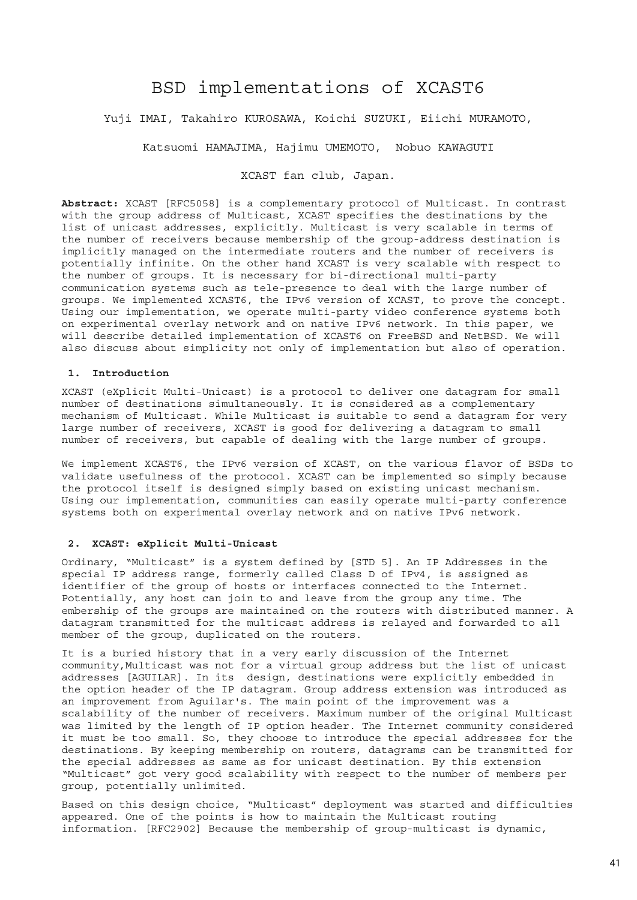# BSD implementations of XCAST6

Yuji IMAI, Takahiro KUROSAWA, Koichi SUZUKI, Eiichi MURAMOTO,

Katsuomi HAMAJIMA, Hajimu UMEMOTO, Nobuo KAWAGUTI

XCAST fan club, Japan.

**Abstract:** XCAST [RFC5058] is a complementary protocol of Multicast. In contrast with the group address of Multicast, XCAST specifies the destinations by the list of unicast addresses, explicitly. Multicast is very scalable in terms of the number of receivers because membership of the group-address destination is implicitly managed on the intermediate routers and the number of receivers is potentially infinite. On the other hand XCAST is very scalable with respect to the number of groups. It is necessary for bi-directional multi-party communication systems such as tele-presence to deal with the large number of groups. We implemented XCAST6, the IPv6 version of XCAST, to prove the concept. Using our implementation, we operate multi-party video conference systems both on experimental overlay network and on native IPv6 network. In this paper, we will describe detailed implementation of XCAST6 on FreeBSD and NetBSD. We will also discuss about simplicity not only of implementation but also of operation.

## 1. Introduction

XCAST (eXplicit Multi-Unicast) is a protocol to deliver one datagram for small number of destinations simultaneously. It is considered as a complementary mechanism of Multicast. While Multicast is suitable to send a datagram for very large number of receivers, XCAST is good for delivering a datagram to small number of receivers, but capable of dealing with the large number of groups.

We implement XCAST6, the IPv6 version of XCAST, on the various flavor of BSDs to validate usefulness of the protocol. XCAST can be implemented so simply because the protocol itself is designed simply based on existing unicast mechanism. Using our implementation, communities can easily operate multi-party conference systems both on experimental overlay network and on native IPv6 network.

## 2. XCAST: eXplicit Multi-Unicast

Ordinary, "Multicast" is a system defined by [STD 5]. An IP Addresses in the special IP address range, formerly called Class D of IPv4, is assigned as identifier of the group of hosts or interfaces connected to the Internet. Potentially, any host can join to and leave from the group any time. The embership of the groups are maintained on the routers with distributed manner. A datagram transmitted for the multicast address is relayed and forwarded to all member of the group, duplicated on the routers.

It is a buried history that in a very early discussion of the Internet community,Multicast was not for a virtual group address but the list of unicast addresses [AGUILAR]. In its design, destinations were explicitly embedded in the option header of the IP datagram. Group address extension was introduced as an improvement from Aguilar's. The main point of the improvement was a scalability of the number of receivers. Maximum number of the original Multicast was limited by the length of IP option header. The Internet community considered it must be too small. So, they choose to introduce the special addresses for the destinations. By keeping membership on routers, datagrams can be transmitted for the special addresses as same as for unicast destination. By this extension "Multicast" got very good scalability with respect to the number of members per group, potentially unlimited.

Based on this design choice, "Multicast" deployment was started and difficulties appeared. One of the points is how to maintain the Multicast routing information. [RFC2902] Because the membership of group-multicast is dynamic,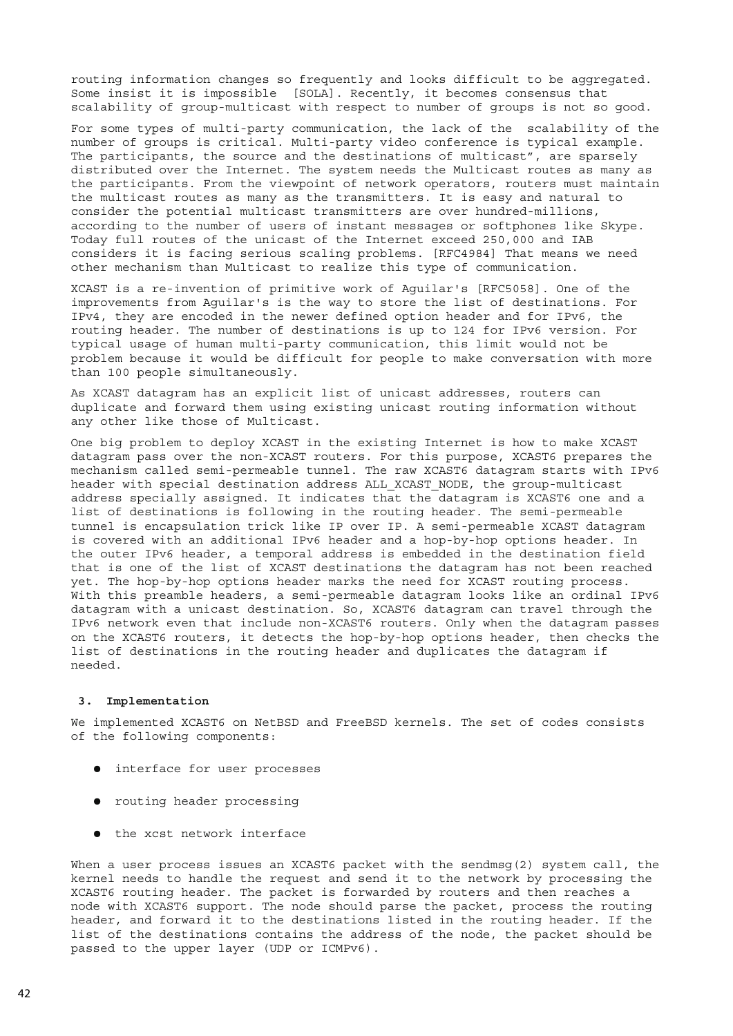routing information changes so frequently and looks difficult to be aggregated. Some insist it is impossible [SOLA]. Recently, it becomes consensus that scalability of group-multicast with respect to number of groups is not so good.

For some types of multi-party communication, the lack of the scalability of the number of groups is critical. Multi-party video conference is typical example. The participants, the source and the destinations of multicast", are sparsely distributed over the Internet. The system needs the Multicast routes as many as the participants. From the viewpoint of network operators, routers must maintain the multicast routes as many as the transmitters. It is easy and natural to consider the potential multicast transmitters are over hundred-millions, according to the number of users of instant messages or softphones like Skype. Today full routes of the unicast of the Internet exceed 250,000 and IAB considers it is facing serious scaling problems. [RFC4984] That means we need other mechanism than Multicast to realize this type of communication.

XCAST is a re-invention of primitive work of Aguilar's [RFC5058]. One of the improvements from Aguilar's is the way to store the list of destinations. For IPv4, they are encoded in the newer defined option header and for IPv6, the routing header. The number of destinations is up to 124 for IPv6 version. For typical usage of human multi-party communication, this limit would not be problem because it would be difficult for people to make conversation with more than 100 people simultaneously.

As XCAST datagram has an explicit list of unicast addresses, routers can duplicate and forward them using existing unicast routing information without any other like those of Multicast.

One big problem to deploy XCAST in the existing Internet is how to make XCAST datagram pass over the non-XCAST routers. For this purpose, XCAST6 prepares the mechanism called semi-permeable tunnel. The raw XCAST6 datagram starts with IPv6 header with special destination address ALL_XCAST_NODE, the group-multicast address specially assigned. It indicates that the datagram is XCAST6 one and a list of destinations is following in the routing header. The semi-permeable tunnel is encapsulation trick like IP over IP. A semi-permeable XCAST datagram is covered with an additional IPv6 header and a hop-by-hop options header. In the outer IPv6 header, a temporal address is embedded in the destination field that is one of the list of XCAST destinations the datagram has not been reached yet. The hop-by-hop options header marks the need for XCAST routing process. With this preamble headers, a semi-permeable datagram looks like an ordinal IPv6 datagram with a unicast destination. So, XCAST6 datagram can travel through the IPv6 network even that include non-XCAST6 routers. Only when the datagram passes on the XCAST6 routers, it detects the hop-by-hop options header, then checks the list of destinations in the routing header and duplicates the datagram if needed.

## 3. Implementation

We implemented XCAST6 on NetBSD and FreeBSD kernels. The set of codes consists of the following components:

- interface for user processes
- routing header processing
- the xcst network interface

When a user process issues an XCAST6 packet with the sendmsg(2) system call, the kernel needs to handle the request and send it to the network by processing the XCAST6 routing header. The packet is forwarded by routers and then reaches a node with XCAST6 support. The node should parse the packet, process the routing header, and forward it to the destinations listed in the routing header. If the list of the destinations contains the address of the node, the packet should be passed to the upper layer (UDP or ICMPv6).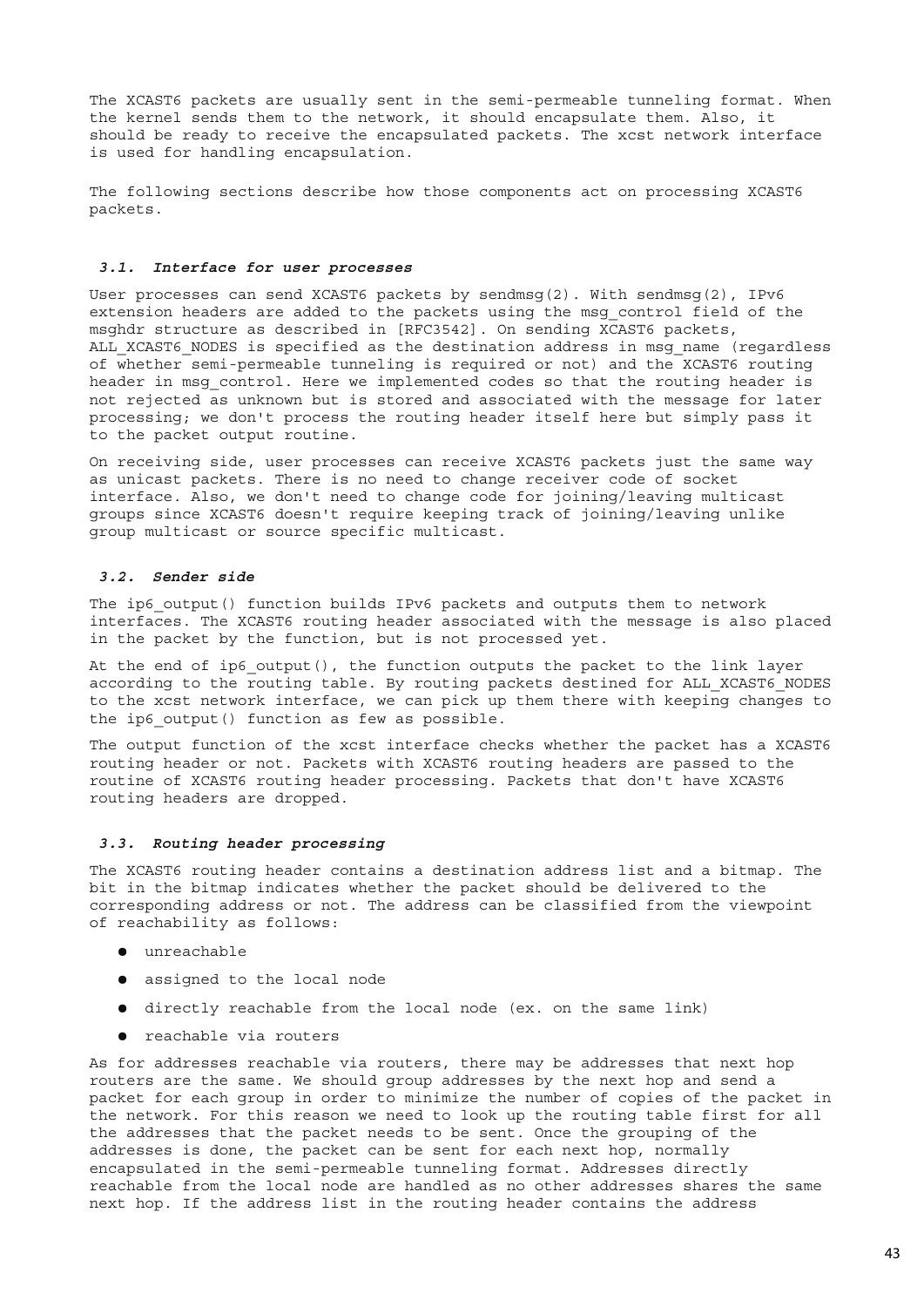The XCAST6 packets are usually sent in the semi-permeable tunneling format. When the kernel sends them to the network, it should encapsulate them. Also, it should be ready to receive the encapsulated packets. The xcst network interface is used for handling encapsulation.

The following sections describe how those components act on processing XCAST6 packets.

### *3.1. Interface for user processes*

User processes can send XCAST6 packets by sendmsg(2). With sendmsg(2), IPv6 extension headers are added to the packets using the msg_control field of the msghdr structure as described in [RFC3542]. On sending XCAST6 packets, ALL_XCAST6_NODES is specified as the destination address in msg_name (regardless of whether semi-permeable tunneling is required or not) and the XCAST6 routing header in msg_control. Here we implemented codes so that the routing header is not rejected as unknown but is stored and associated with the message for later processing; we don't process the routing header itself here but simply pass it to the packet output routine.

On receiving side, user processes can receive XCAST6 packets just the same way as unicast packets. There is no need to change receiver code of socket interface. Also, we don't need to change code for joining/leaving multicast groups since XCAST6 doesn't require keeping track of joining/leaving unlike group multicast or source specific multicast.

### *3.2. Sender side*

The ip6_output() function builds IPv6 packets and outputs them to network interfaces. The XCAST6 routing header associated with the message is also placed in the packet by the function, but is not processed yet.

At the end of ip6_output(), the function outputs the packet to the link layer according to the routing table. By routing packets destined for ALL_XCAST6_NODES to the xcst network interface, we can pick up them there with keeping changes to the ip6_output() function as few as possible.

The output function of the xcst interface checks whether the packet has a XCAST6 routing header or not. Packets with XCAST6 routing headers are passed to the routine of XCAST6 routing header processing. Packets that don't have XCAST6 routing headers are dropped.

### *3.3. Routing header processing*

The XCAST6 routing header contains a destination address list and a bitmap. The bit in the bitmap indicates whether the packet should be delivered to the corresponding address or not. The address can be classified from the viewpoint of reachability as follows:

- unreachable
- assigned to the local node
- directly reachable from the local node (ex. on the same link)
- reachable via routers

As for addresses reachable via routers, there may be addresses that next hop routers are the same. We should group addresses by the next hop and send a packet for each group in order to minimize the number of copies of the packet in the network. For this reason we need to look up the routing table first for all the addresses that the packet needs to be sent. Once the grouping of the addresses is done, the packet can be sent for each next hop, normally encapsulated in the semi-permeable tunneling format. Addresses directly reachable from the local node are handled as no other addresses shares the same next hop. If the address list in the routing header contains the address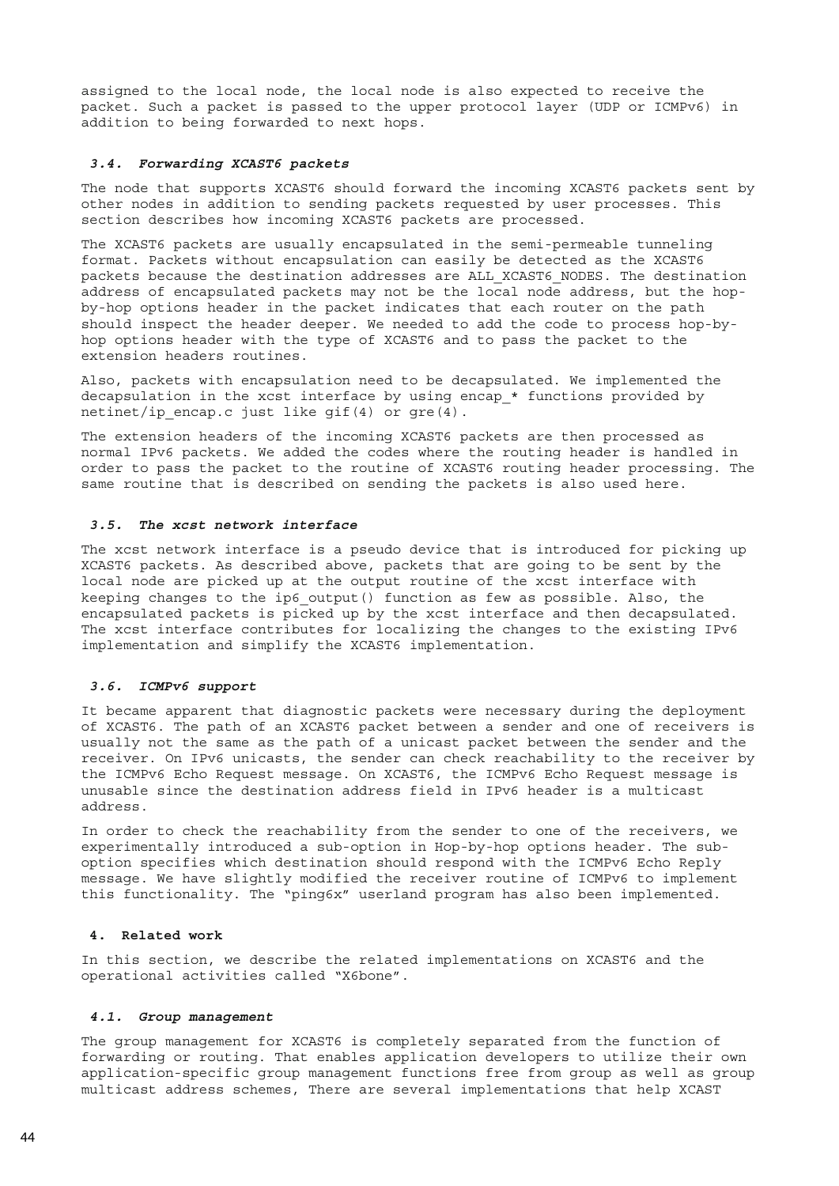assigned to the local node, the local node is also expected to receive the packet. Such a packet is passed to the upper protocol layer (UDP or ICMPv6) in addition to being forwarded to next hops.

### *3.4. Forwarding XCAST6 packets*

The node that supports XCAST6 should forward the incoming XCAST6 packets sent by other nodes in addition to sending packets requested by user processes. This section describes how incoming XCAST6 packets are processed.

The XCAST6 packets are usually encapsulated in the semi-permeable tunneling format. Packets without encapsulation can easily be detected as the XCAST6 packets because the destination addresses are ALL_XCAST6_NODES. The destination address of encapsulated packets may not be the local node address, but the hop-by-hop options header in the packet indicates that each router on the path should inspect the header deeper. We needed to add the code to process hop-by-hop options header with the type of XCAST6 and to pass the packet to the extension headers routines.

Also, packets with encapsulation need to be decapsulated. We implemented the decapsulation in the xcst interface by using encap_* functions provided by netinet/ip_encap.c just like gif(4) or gre(4).

The extension headers of the incoming XCAST6 packets are then processed as normal IPv6 packets. We added the codes where the routing header is handled in order to pass the packet to the routine of XCAST6 routing header processing. The same routine that is described on sending the packets is also used here.

### *3.5. The xcst network interface*

The xcst network interface is a pseudo device that is introduced for picking up XCAST6 packets. As described above, packets that are going to be sent by the local node are picked up at the output routine of the xcst interface with keeping changes to the ip6_output() function as few as possible. Also, the encapsulated packets is picked up by the xcst interface and then decapsulated. The xcst interface contributes for localizing the changes to the existing IPv6 implementation and simplify the XCAST6 implementation.

### *3.6. ICMPv6 support*

It became apparent that diagnostic packets were necessary during the deployment of XCAST6. The path of an XCAST6 packet between a sender and one of receivers is usually not the same as the path of a unicast packet between the sender and the receiver. On IPv6 unicasts, the sender can check reachability to the receiver by the ICMPv6 Echo Request message. On XCAST6, the ICMPv6 Echo Request message is unusable since the destination address field in IPv6 header is a multicast address.

In order to check the reachability from the sender to one of the receivers, we experimentally introduced a sub-option in Hop-by-hop options header. The sub-option specifies which destination should respond with the ICMPv6 Echo Reply message. We have slightly modified the receiver routine of ICMPv6 to implement this functionality. The "ping6x" userland program has also been implemented.

## 4. Related work

In this section, we describe the related implementations on XCAST6 and the operational activities called "X6bone".

### *4.1. Group management*

The group management for XCAST6 is completely separated from the function of forwarding or routing. That enables application developers to utilize their own application-specific group management functions free from group as well as group multicast address schemes, There are several implementations that help XCAST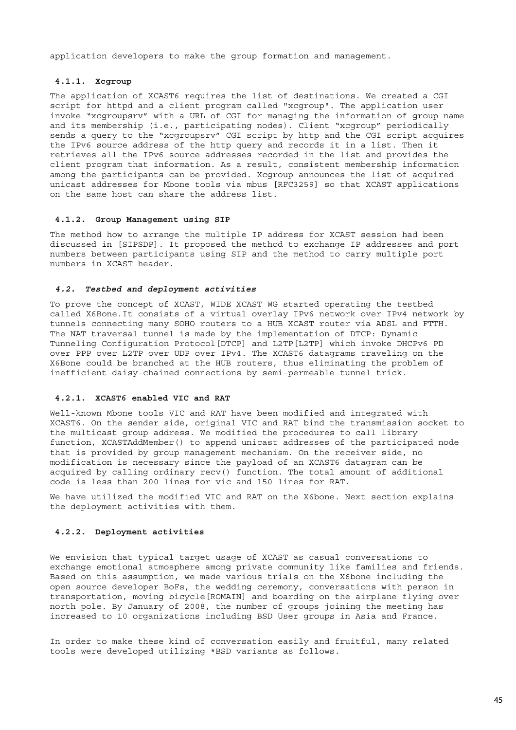application developers to make the group formation and management.

### 4.1.1. Xcgroup

The application of XCAST6 requires the list of destinations. We created a CGI script for httpd and a client program called "xcgroup". The application user invoke “xcgroupsrv” with a URL of CGI for managing the information of group name and its membership (i.e., participating nodes). Client “xcgroup” periodically sends a query to the “xcgroupsrv” CGI script by http and the CGI script acquires the IPv6 source address of the http query and records it in a list. Then it retrieves all the IPv6 source addresses recorded in the list and provides the client program that information. As a result, consistent membership information among the participants can be provided. Xcgroup announces the list of acquired unicast addresses for Mbone tools via mbus [RFC3259] so that XCAST applications on the same host can share the address list.

### 4.1.2. Group Management using SIP

The method how to arrange the multiple IP address for XCAST session had been discussed in [SIPSDP]. It proposed the method to exchange IP addresses and port numbers between participants using SIP and the method to carry multiple port numbers in XCAST header.

## *4.2. Testbed and deployment activities*

To prove the concept of XCAST, WIDE XCAST WG started operating the testbed called X6Bone.It consists of a virtual overlay IPv6 network over IPv4 network by tunnels connecting many SOHO routers to a HUB XCAST router via ADSL and FTTH. The NAT traversal tunnel is made by the implementation of DTCP: Dynamic Tunneling Configuration Protocol[DTCP] and L2TP[L2TP] which invoke DHCPv6 PD over PPP over L2TP over UDP over IPv4. The XCAST6 datagrams traveling on the X6Bone could be branched at the HUB routers, thus eliminating the problem of inefficient daisy-chained connections by semi-permeable tunnel trick.

### 4.2.1. XCAST6 enabled VIC and RAT

Well-known Mbone tools VIC and RAT have been modified and integrated with XCAST6. On the sender side, original VIC and RAT bind the transmission socket to the multicast group address. We modified the procedures to call library function, XCASTAddMember() to append unicast addresses of the participated node that is provided by group management mechanism. On the receiver side, no modification is necessary since the payload of an XCAST6 datagram can be acquired by calling ordinary recv() function. The total amount of additional code is less than 200 lines for vic and 150 lines for RAT.

We have utilized the modified VIC and RAT on the X6bone. Next section explains the deployment activities with them.

### 4.2.2. Deployment activities

We envision that typical target usage of XCAST as casual conversations to exchange emotional atmosphere among private community like families and friends. Based on this assumption, we made various trials on the X6bone including the open source developer BoFs, the wedding ceremony, conversations with person in transportation, moving bicycle[ROMAIN] and boarding on the airplane flying over north pole. By January of 2008, the number of groups joining the meeting has increased to 10 organizations including BSD User groups in Asia and France.

In order to make these kind of conversation easily and fruitful, many related tools were developed utilizing *BSD variants as follows.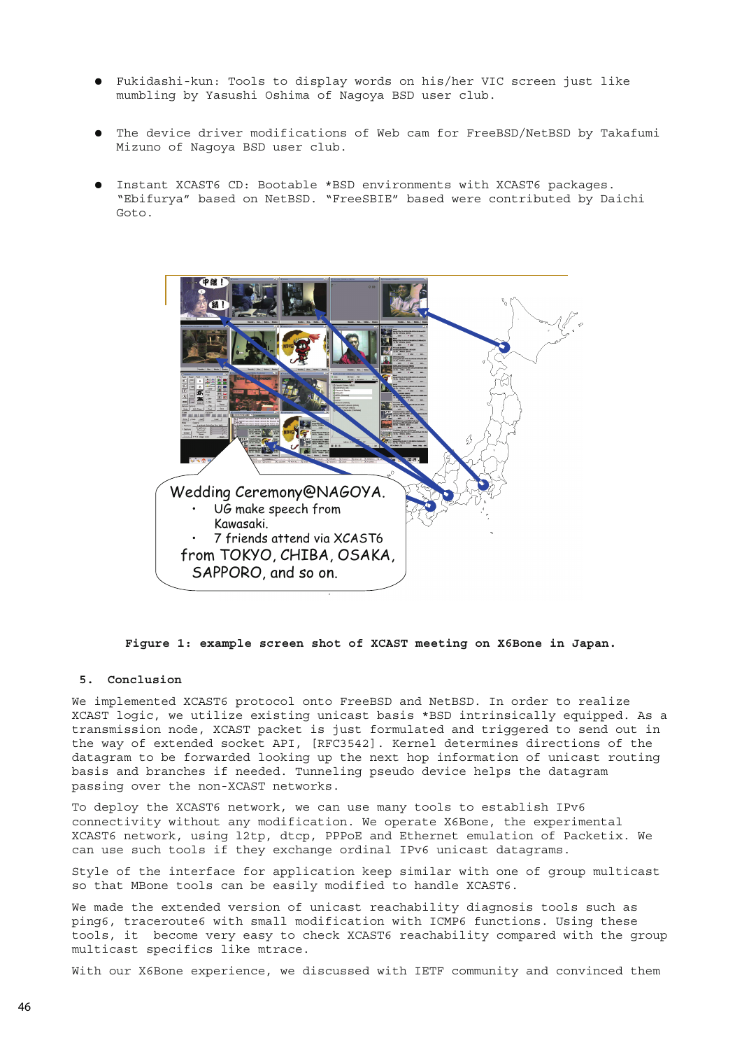- Fukidashi-kun: Tools to display words on his/her VIC screen just like mumbling by Yasushi Oshima of Nagoya BSD user club.

- The device driver modifications of Web cam for FreeBSD/NetBSD by Takafumi Mizuno of Nagoya BSD user club.

- Instant XCAST6 CD: Bootable *BSD environments with XCAST6 packages. “Ebifurya” based on NetBSD. “FreeSBIE” based were contributed by Daichi Goto.

**Figure 1: example screen shot of XCAST meeting on X6Bone in Japan.**

## 5. Conclusion

We implemented XCAST6 protocol onto FreeBSD and NetBSD. In order to realize XCAST logic, we utilize existing unicast basis *BSD intrinsically equipped. As a transmission node, XCAST packet is just formulated and triggered to send out in the way of extended socket API, [RFC3542]. Kernel determines directions of the datagram to be forwarded looking up the next hop information of unicast routing basis and branches if needed. Tunneling pseudo device helps the datagram passing over the non-XCAST networks.

To deploy the XCAST6 network, we can use many tools to establish IPv6 connectivity without any modification. We operate X6Bone, the experimental XCAST6 network, using l2tp, dtcp, PPPoE and Ethernet emulation of Packetix. We can use such tools if they exchange ordinal IPv6 unicast datagrams.

Style of the interface for application keep similar with one of group multicast so that MBone tools can be easily modified to handle XCAST6.

We made the extended version of unicast reachability diagnosis tools such as ping6, traceroute6 with small modification with ICMP6 functions. Using these tools, it become very easy to check XCAST6 reachability compared with the group multicast specifics like mtrace.

With our X6Bone experience, we discussed with IETF community and convinced them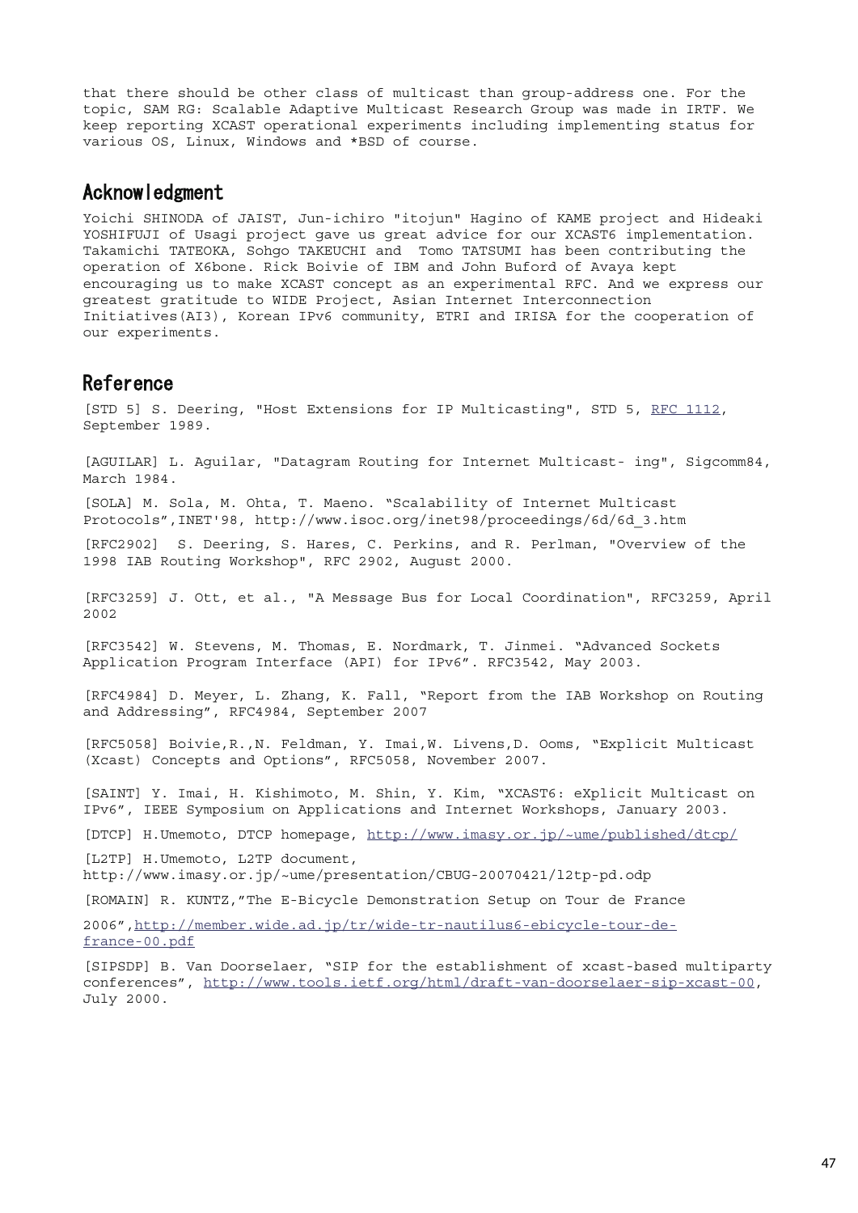that there should be other class of multicast than group-address one. For the topic, SAM RG: Scalable Adaptive Multicast Research Group was made in IRTF. We keep reporting XCAST operational experiments including implementing status for various OS, Linux, Windows and *BSD of course.

## Acknowledgment

Yoichi SHINODA of JAIST, Jun-ichiro "itojun" Hagino of KAME project and Hideaki YOSHIFUJI of Usagi project gave us great advice for our XCAST6 implementation. Takamichi TATEOKA, Sohgo TAKEUCHI and Tomo TATSUMI has been contributing the operation of X6bone. Rick Boivie of IBM and John Buford of Avaya kept encouraging us to make XCAST concept as an experimental RFC. And we express our greatest gratitude to WIDE Project, Asian Internet Interconnection Initiatives(AI3), Korean IPv6 community, ETRI and IRISA for the cooperation of our experiments.

## Reference

[STD 5] S. Deering, "Host Extensions for IP Multicasting", STD 5, RFC 1112, September 1989.

[AGUILAR] L. Aguilar, "Datagram Routing for Internet Multicast- ing", Sigcomm84, March 1984.

[SOLA] M. Sola, M. Ohta, T. Maeno. "Scalability of Internet Multicast Protocols",INET'98, http://www.isoc.org/inet98/proceedings/6d/6d_3.htm

[RFC2902] S. Deering, S. Hares, C. Perkins, and R. Perlman, "Overview of the 1998 IAB Routing Workshop", RFC 2902, August 2000.

[RFC3259] J. Ott, et al., "A Message Bus for Local Coordination", RFC3259, April 2002

[RFC3542] W. Stevens, M. Thomas, E. Nordmark, T. Jinmei. "Advanced Sockets Application Program Interface (API) for IPv6". RFC3542, May 2003.

[RFC4984] D. Meyer, L. Zhang, K. Fall, "Report from the IAB Workshop on Routing and Addressing", RFC4984, September 2007

[RFC5058] Boivie,R.,N. Feldman, Y. Imai,W. Livens,D. Ooms, "Explicit Multicast (Xcast) Concepts and Options", RFC5058, November 2007.

[SAINT] Y. Imai, H. Kishimoto, M. Shin, Y. Kim, "XCAST6: eXplicit Multicast on IPv6", IEEE Symposium on Applications and Internet Workshops, January 2003.

[DTCP] H.Umemoto, DTCP homepage, http://www.imasy.or.jp/~ume/published/dtcp/

[L2TP] H.Umemoto, L2TP document, http://www.imasy.or.jp/~ume/presentation/CBUG-20070421/l2tp-pd.odp

[ROMAIN] R. KUNTZ,"The E-Bicycle Demonstration Setup on Tour de France 2006",http://member.wide.ad.jp/tr/wide-tr-nautilus6-ebicycle-tour-de-france-00.pdf

[SIPSDP] B. Van Doorselaer, "SIP for the establishment of xcast-based multiparty conferences", http://www.tools.ietf.org/html/draft-van-doorselaer-sip-xcast-00, July 2000.